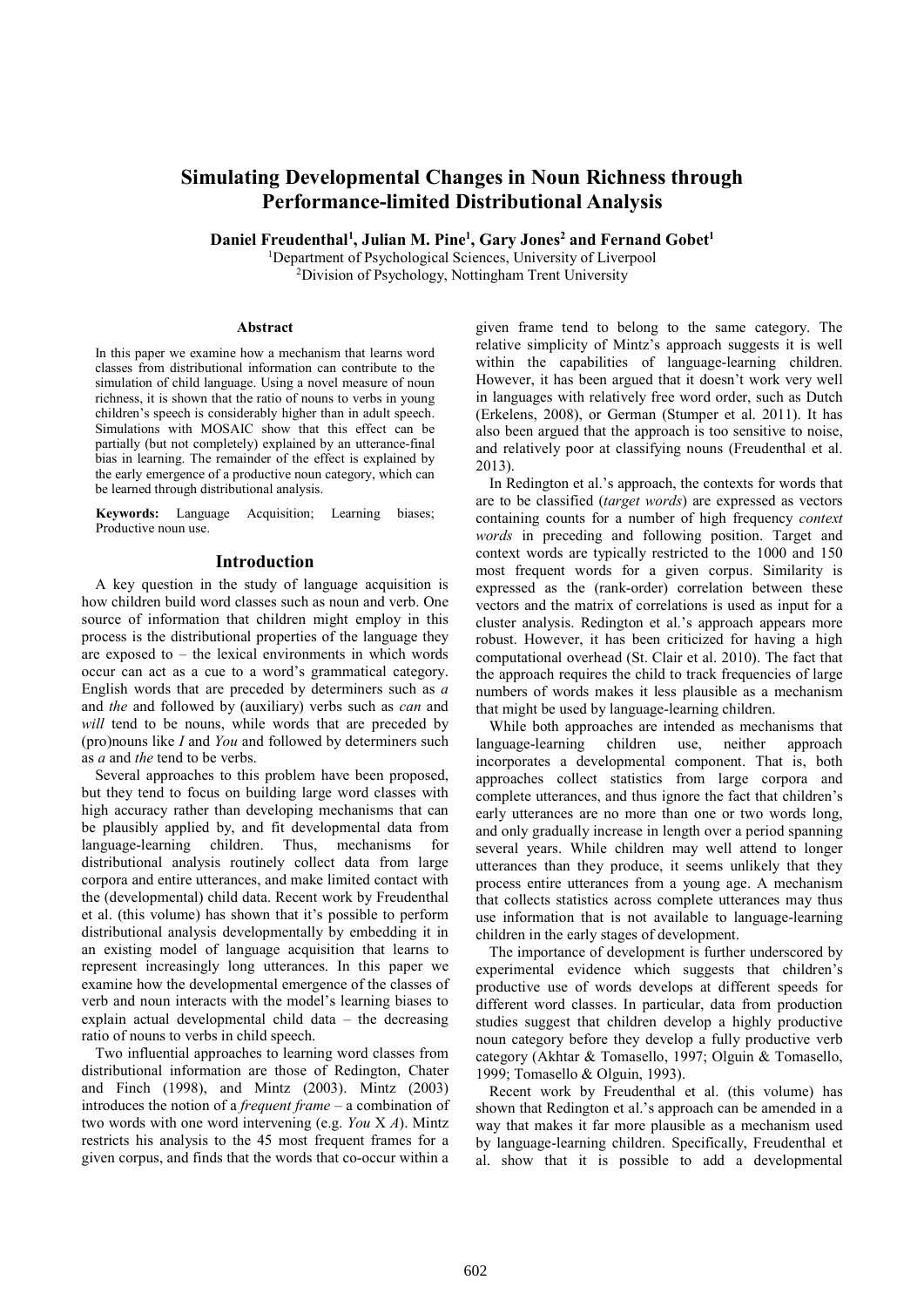# Simulating Developmental Changes in Noun Richness through Performance-limited Distributional Analysis

**Daniel Freudenthal[1], Julian M. Pine[1], Gary Jones[2] and Fernand Gobet[1]**

[1]Department of Psychological Sciences, University of Liverpool
[2]Division of Psychology, Nottingham Trent University

### Abstract

In this paper we examine how a mechanism that learns word classes from distributional information can contribute to the simulation of child language. Using a novel measure of noun richness, it is shown that the ratio of nouns to verbs in young children's speech is considerably higher than in adult speech. Simulations with MOSAIC show that this effect can be partially (but not completely) explained by an utterance-final bias in learning. The remainder of the effect is explained by the early emergence of a productive noun category, which can be learned through distributional analysis.

**Keywords:** Language Acquisition; Learning biases; Productive noun use.

## Introduction

A key question in the study of language acquisition is how children build word classes such as noun and verb. One source of information that children might employ in this process is the distributional properties of the language they are exposed to – the lexical environments in which words occur can act as a cue to a word's grammatical category. English words that are preceded by determiners such as *a* and *the* and followed by (auxiliary) verbs such as *can* and *will* tend to be nouns, while words that are preceded by (pro)nouns like *I* and *You* and followed by determiners such as *a* and *the* tend to be verbs.

Several approaches to this problem have been proposed, but they tend to focus on building large word classes with high accuracy rather than developing mechanisms that can be plausibly applied by, and fit developmental data from language-learning children. Thus, mechanisms for distributional analysis routinely collect data from large corpora and entire utterances, and make limited contact with the (developmental) child data. Recent work by Freudenthal et al. (this volume) has shown that it's possible to perform distributional analysis developmentally by embedding it in an existing model of language acquisition that learns to represent increasingly long utterances. In this paper we examine how the developmental emergence of the classes of verb and noun interacts with the model's learning biases to explain actual developmental child data – the decreasing ratio of nouns to verbs in child speech.

Two influential approaches to learning word classes from distributional information are those of Redington, Chater and Finch (1998), and Mintz (2003). Mintz (2003) introduces the notion of a *frequent frame* – a combination of two words with one word intervening (e.g. *You* X *A*). Mintz restricts his analysis to the 45 most frequent frames for a given corpus, and finds that the words that co-occur within a given frame tend to belong to the same category. The relative simplicity of Mintz's approach suggests it is well within the capabilities of language-learning children. However, it has been argued that it doesn't work very well in languages with relatively free word order, such as Dutch (Erkelens, 2008), or German (Stumper et al. 2011). It has also been argued that the approach is too sensitive to noise, and relatively poor at classifying nouns (Freudenthal et al. 2013).

In Redington et al.'s approach, the contexts for words that are to be classified (*target words*) are expressed as vectors containing counts for a number of high frequency *context words* in preceding and following position. Target and context words are typically restricted to the 1000 and 150 most frequent words for a given corpus. Similarity is expressed as the (rank-order) correlation between these vectors and the matrix of correlations is used as input for a cluster analysis. Redington et al.'s approach appears more robust. However, it has been criticized for having a high computational overhead (St. Clair et al. 2010). The fact that the approach requires the child to track frequencies of large numbers of words makes it less plausible as a mechanism that might be used by language-learning children.

While both approaches are intended as mechanisms that language-learning children use, neither approach incorporates a developmental component. That is, both approaches collect statistics from large corpora and complete utterances, and thus ignore the fact that children's early utterances are no more than one or two words long, and only gradually increase in length over a period spanning several years. While children may well attend to longer utterances than they produce, it seems unlikely that they process entire utterances from a young age. A mechanism that collects statistics across complete utterances may thus use information that is not available to language-learning children in the early stages of development.

The importance of development is further underscored by experimental evidence which suggests that children's productive use of words develops at different speeds for different word classes. In particular, data from production studies suggest that children develop a highly productive noun category before they develop a fully productive verb category (Akhtar & Tomasello, 1997; Olguin & Tomasello, 1999; Tomasello & Olguin, 1993).

Recent work by Freudenthal et al. (this volume) has shown that Redington et al.'s approach can be amended in a way that makes it far more plausible as a mechanism used by language-learning children. Specifically, Freudenthal et al. show that it is possible to add a developmental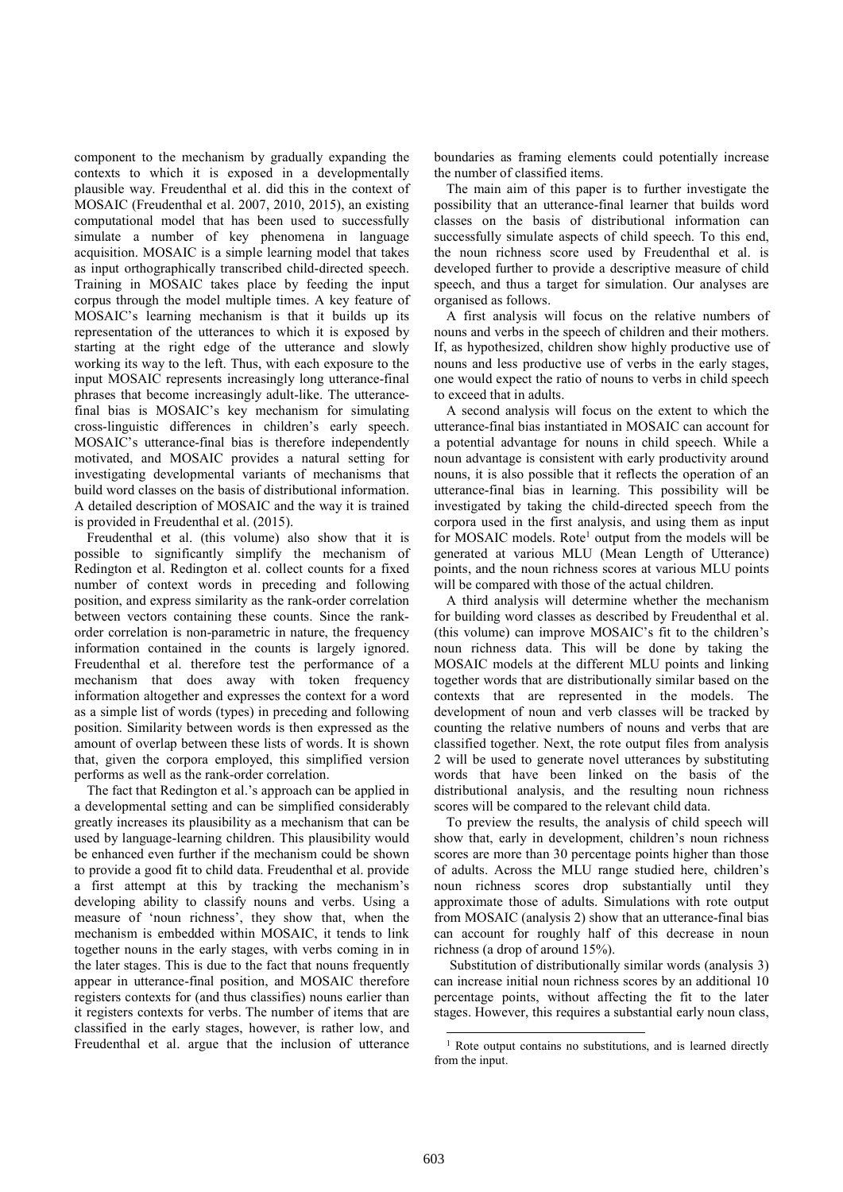component to the mechanism by gradually expanding the contexts to which it is exposed in a developmentally plausible way. Freudenthal et al. did this in the context of MOSAIC (Freudenthal et al. 2007, 2010, 2015), an existing computational model that has been used to successfully simulate a number of key phenomena in language acquisition. MOSAIC is a simple learning model that takes as input orthographically transcribed child-directed speech. Training in MOSAIC takes place by feeding the input corpus through the model multiple times. A key feature of MOSAIC's learning mechanism is that it builds up its representation of the utterances to which it is exposed by starting at the right edge of the utterance and slowly working its way to the left. Thus, with each exposure to the input MOSAIC represents increasingly long utterance-final phrases that become increasingly adult-like. The utterance-final bias is MOSAIC's key mechanism for simulating cross-linguistic differences in children's early speech. MOSAIC's utterance-final bias is therefore independently motivated, and MOSAIC provides a natural setting for investigating developmental variants of mechanisms that build word classes on the basis of distributional information. A detailed description of MOSAIC and the way it is trained is provided in Freudenthal et al. (2015).

Freudenthal et al. (this volume) also show that it is possible to significantly simplify the mechanism of Redington et al. Redington et al. collect counts for a fixed number of context words in preceding and following position, and express similarity as the rank-order correlation between vectors containing these counts. Since the rank-order correlation is non-parametric in nature, the frequency information contained in the counts is largely ignored. Freudenthal et al. therefore test the performance of a mechanism that does away with token frequency information altogether and expresses the context for a word as a simple list of words (types) in preceding and following position. Similarity between words is then expressed as the amount of overlap between these lists of words. It is shown that, given the corpora employed, this simplified version performs as well as the rank-order correlation.

The fact that Redington et al.'s approach can be applied in a developmental setting and can be simplified considerably greatly increases its plausibility as a mechanism that can be used by language-learning children. This plausibility would be enhanced even further if the mechanism could be shown to provide a good fit to child data. Freudenthal et al. provide a first attempt at this by tracking the mechanism's developing ability to classify nouns and verbs. Using a measure of 'noun richness', they show that, when the mechanism is embedded within MOSAIC, it tends to link together nouns in the early stages, with verbs coming in in the later stages. This is due to the fact that nouns frequently appear in utterance-final position, and MOSAIC therefore registers contexts for (and thus classifies) nouns earlier than it registers contexts for verbs. The number of items that are classified in the early stages, however, is rather low, and Freudenthal et al. argue that the inclusion of utterance boundaries as framing elements could potentially increase the number of classified items.

The main aim of this paper is to further investigate the possibility that an utterance-final learner that builds word classes on the basis of distributional information can successfully simulate aspects of child speech. To this end, the noun richness score used by Freudenthal et al. is developed further to provide a descriptive measure of child speech, and thus a target for simulation. Our analyses are organised as follows.

A first analysis will focus on the relative numbers of nouns and verbs in the speech of children and their mothers. If, as hypothesized, children show highly productive use of nouns and less productive use of verbs in the early stages, one would expect the ratio of nouns to verbs in child speech to exceed that in adults.

A second analysis will focus on the extent to which the utterance-final bias instantiated in MOSAIC can account for a potential advantage for nouns in child speech. While a noun advantage is consistent with early productivity around nouns, it is also possible that it reflects the operation of an utterance-final bias in learning. This possibility will be investigated by taking the child-directed speech from the corpora used in the first analysis, and using them as input for MOSAIC models. Rote[1] output from the models will be generated at various MLU (Mean Length of Utterance) points, and the noun richness scores at various MLU points will be compared with those of the actual children.

A third analysis will determine whether the mechanism for building word classes as described by Freudenthal et al. (this volume) can improve MOSAIC's fit to the children's noun richness data. This will be done by taking the MOSAIC models at the different MLU points and linking together words that are distributionally similar based on the contexts that are represented in the models. The development of noun and verb classes will be tracked by counting the relative numbers of nouns and verbs that are classified together. Next, the rote output files from analysis 2 will be used to generate novel utterances by substituting words that have been linked on the basis of the distributional analysis, and the resulting noun richness scores will be compared to the relevant child data.

To preview the results, the analysis of child speech will show that, early in development, children's noun richness scores are more than 30 percentage points higher than those of adults. Across the MLU range studied here, children's noun richness scores drop substantially until they approximate those of adults. Simulations with rote output from MOSAIC (analysis 2) show that an utterance-final bias can account for roughly half of this decrease in noun richness (a drop of around 15%).

Substitution of distributionally similar words (analysis 3) can increase initial noun richness scores by an additional 10 percentage points, without affecting the fit to the later stages. However, this requires a substantial early noun class,

[1] Rote output contains no substitutions, and is learned directly from the input.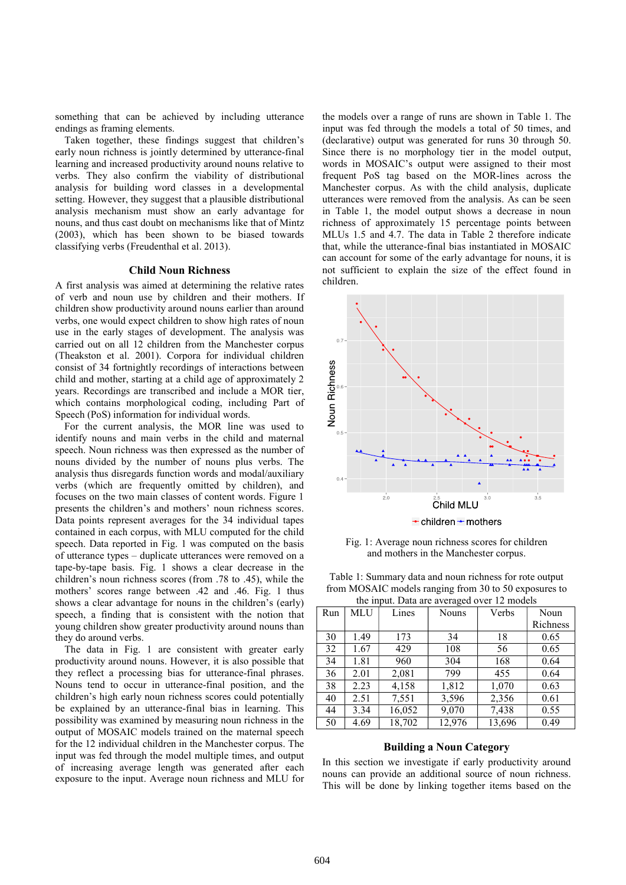something that can be achieved by including utterance endings as framing elements.

Taken together, these findings suggest that children's early noun richness is jointly determined by utterance-final learning and increased productivity around nouns relative to verbs. They also confirm the viability of distributional analysis for building word classes in a developmental setting. However, they suggest that a plausible distributional analysis mechanism must show an early advantage for nouns, and thus cast doubt on mechanisms like that of Mintz (2003), which has been shown to be biased towards classifying verbs (Freudenthal et al. 2013).

## Child Noun Richness

A first analysis was aimed at determining the relative rates of verb and noun use by children and their mothers. If children show productivity around nouns earlier than around verbs, one would expect children to show high rates of noun use in the early stages of development. The analysis was carried out on all 12 children from the Manchester corpus (Theakston et al. 2001). Corpora for individual children consist of 34 fortnightly recordings of interactions between child and mother, starting at a child age of approximately 2 years. Recordings are transcribed and include a MOR tier, which contains morphological coding, including Part of Speech (PoS) information for individual words.

For the current analysis, the MOR line was used to identify nouns and main verbs in the child and maternal speech. Noun richness was then expressed as the number of nouns divided by the number of nouns plus verbs. The analysis thus disregards function words and modal/auxiliary verbs (which are frequently omitted by children), and focuses on the two main classes of content words. Figure 1 presents the children's and mothers' noun richness scores. Data points represent averages for the 34 individual tapes contained in each corpus, with MLU computed for the child speech. Data reported in Fig. 1 was computed on the basis of utterance types – duplicate utterances were removed on a tape-by-tape basis. Fig. 1 shows a clear decrease in the children's noun richness scores (from .78 to .45), while the mothers' scores range between .42 and .46. Fig. 1 thus shows a clear advantage for nouns in the children's (early) speech, a finding that is consistent with the notion that young children show greater productivity around nouns than they do around verbs.

The data in Fig. 1 are consistent with greater early productivity around nouns. However, it is also possible that they reflect a processing bias for utterance-final phrases. Nouns tend to occur in utterance-final position, and the children's high early noun richness scores could potentially be explained by an utterance-final bias in learning. This possibility was examined by measuring noun richness in the output of MOSAIC models trained on the maternal speech for the 12 individual children in the Manchester corpus. The input was fed through the model multiple times, and output of increasing average length was generated after each exposure to the input. Average noun richness and MLU for the models over a range of runs are shown in Table 1. The input was fed through the models a total of 50 times, and (declarative) output was generated for runs 30 through 50. Since there is no morphology tier in the model output, words in MOSAIC's output were assigned to their most frequent PoS tag based on the MOR-lines across the Manchester corpus. As with the child analysis, duplicate utterances were removed from the analysis. As can be seen in Table 1, the model output shows a decrease in noun richness of approximately 15 percentage points between MLUs 1.5 and 4.7. The data in Table 2 therefore indicate that, while the utterance-final bias instantiated in MOSAIC can account for some of the early advantage for nouns, it is not sufficient to explain the size of the effect found in children.

Fig. 1: Average noun richness scores for children and mothers in the Manchester corpus.

Table 1: Summary data and noun richness for rote output from MOSAIC models ranging from 30 to 50 exposures to the input. Data are averaged over 12 models

| Run | MLU | Lines | Nouns | Verbs | Noun Richness |
|---|---|---|---|---|---|
| 30 | 1.49 | 173 | 34 | 18 | 0.65 |
| 32 | 1.67 | 429 | 108 | 56 | 0.65 |
| 34 | 1.81 | 960 | 304 | 168 | 0.64 |
| 36 | 2.01 | 2,081 | 799 | 455 | 0.64 |
| 38 | 2.23 | 4,158 | 1,812 | 1,070 | 0.63 |
| 40 | 2.51 | 7,551 | 3,596 | 2,356 | 0.61 |
| 44 | 3.34 | 16,052 | 9,070 | 7,438 | 0.55 |
| 50 | 4.69 | 18,702 | 12,976 | 13,696 | 0.49 |

## Building a Noun Category

In this section we investigate if early productivity around nouns can provide an additional source of noun richness. This will be done by linking together items based on the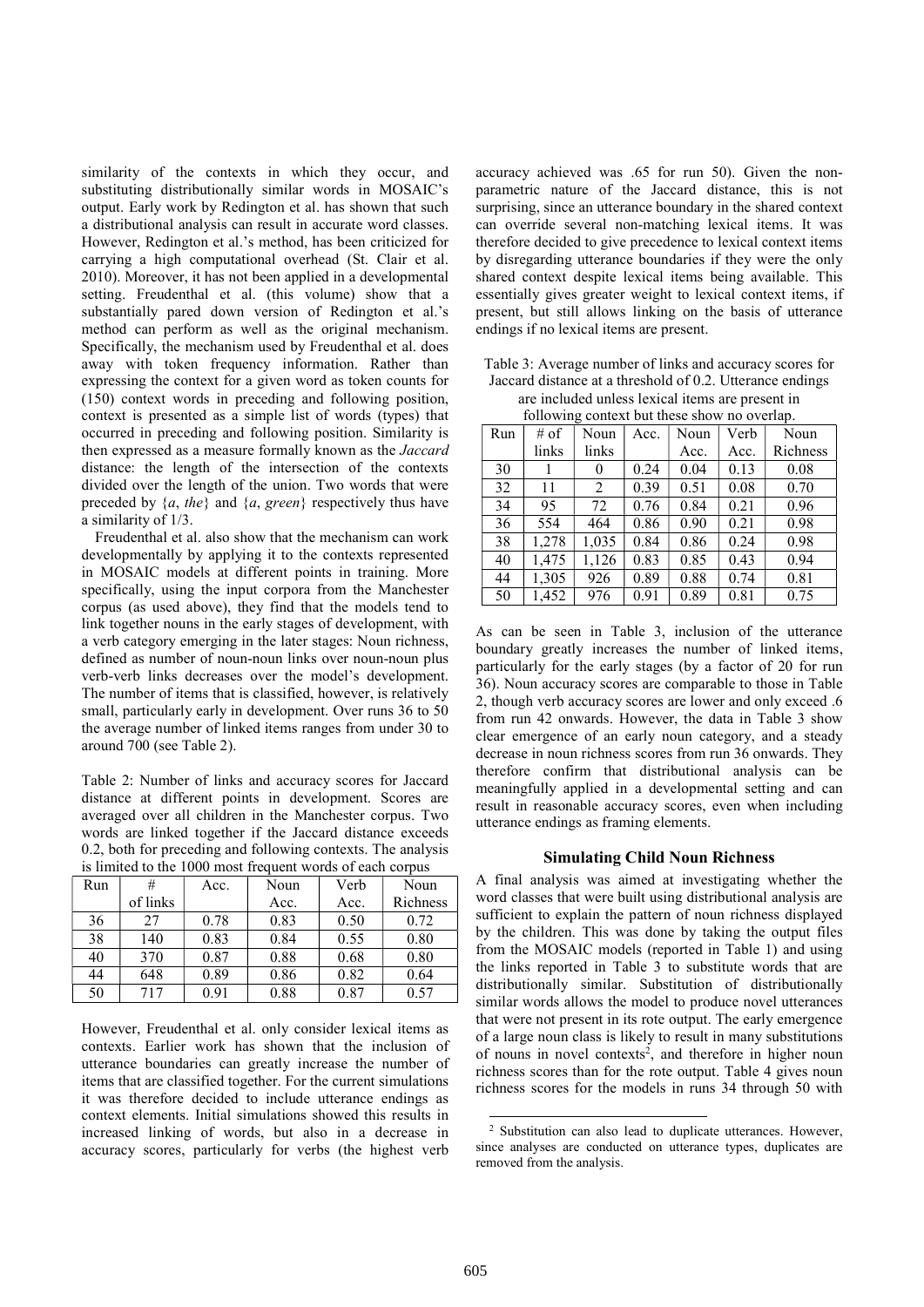similarity of the contexts in which they occur, and substituting distributionally similar words in MOSAIC's output. Early work by Redington et al. has shown that such a distributional analysis can result in accurate word classes. However, Redington et al.'s method, has been criticized for carrying a high computational overhead (St. Clair et al. 2010). Moreover, it has not been applied in a developmental setting. Freudenthal et al. (this volume) show that a substantially pared down version of Redington et al.'s method can perform as well as the original mechanism. Specifically, the mechanism used by Freudenthal et al. does away with token frequency information. Rather than expressing the context for a given word as token counts for (150) context words in preceding and following position, context is presented as a simple list of words (types) that occurred in preceding and following position. Similarity is then expressed as a measure formally known as the *Jaccard* distance: the length of the intersection of the contexts divided over the length of the union. Two words that were preceded by {*a*, *the*} and {*a*, *green*} respectively thus have a similarity of 1/3.

Freudenthal et al. also show that the mechanism can work developmentally by applying it to the contexts represented in MOSAIC models at different points in training. More specifically, using the input corpora from the Manchester corpus (as used above), they find that the models tend to link together nouns in the early stages of development, with a verb category emerging in the later stages: Noun richness, defined as number of noun-noun links over noun-noun plus verb-verb links decreases over the model's development. The number of items that is classified, however, is relatively small, particularly early in development. Over runs 36 to 50 the average number of linked items ranges from under 30 to around 700 (see Table 2).

Table 2: Number of links and accuracy scores for Jaccard distance at different points in development. Scores are averaged over all children in the Manchester corpus. Two words are linked together if the Jaccard distance exceeds 0.2, both for preceding and following contexts. The analysis is limited to the 1000 most frequent words of each corpus

| Run | # of links | Acc. | Noun Acc. | Verb Acc. | Noun Richness |
|---|---|---|---|---|---|
| 36 | 27 | 0.78 | 0.83 | 0.50 | 0.72 |
| 38 | 140 | 0.83 | 0.84 | 0.55 | 0.80 |
| 40 | 370 | 0.87 | 0.88 | 0.68 | 0.80 |
| 44 | 648 | 0.89 | 0.86 | 0.82 | 0.64 |
| 50 | 717 | 0.91 | 0.88 | 0.87 | 0.57 |

However, Freudenthal et al. only consider lexical items as contexts. Earlier work has shown that the inclusion of utterance boundaries can greatly increase the number of items that are classified together. For the current simulations it was therefore decided to include utterance endings as context elements. Initial simulations showed this results in increased linking of words, but also in a decrease in accuracy scores, particularly for verbs (the highest verb accuracy achieved was .65 for run 50). Given the non-parametric nature of the Jaccard distance, this is not surprising, since an utterance boundary in the shared context can override several non-matching lexical items. It was therefore decided to give precedence to lexical context items by disregarding utterance boundaries if they were the only shared context despite lexical items being available. This essentially gives greater weight to lexical context items, if present, but still allows linking on the basis of utterance endings if no lexical items are present.

Table 3: Average number of links and accuracy scores for Jaccard distance at a threshold of 0.2. Utterance endings are included unless lexical items are present in following context but these show no overlap.

| Run | # of links | Noun links | Acc. | Noun Acc. | Verb Acc. | Noun Richness |
|---|---|---|---|---|---|---|
| 30 | 1 | 0 | 0.24 | 0.04 | 0.13 | 0.08 |
| 32 | 11 | 2 | 0.39 | 0.51 | 0.08 | 0.70 |
| 34 | 95 | 72 | 0.76 | 0.84 | 0.21 | 0.96 |
| 36 | 554 | 464 | 0.86 | 0.90 | 0.21 | 0.98 |
| 38 | 1,278 | 1,035 | 0.84 | 0.86 | 0.24 | 0.98 |
| 40 | 1,475 | 1,126 | 0.83 | 0.85 | 0.43 | 0.94 |
| 44 | 1,305 | 926 | 0.89 | 0.88 | 0.74 | 0.81 |
| 50 | 1,452 | 976 | 0.91 | 0.89 | 0.81 | 0.75 |

As can be seen in Table 3, inclusion of the utterance boundary greatly increases the number of linked items, particularly for the early stages (by a factor of 20 for run 36). Noun accuracy scores are comparable to those in Table 2, though verb accuracy scores are lower and only exceed .6 from run 42 onwards. However, the data in Table 3 show clear emergence of an early noun category, and a steady decrease in noun richness scores from run 36 onwards. They therefore confirm that distributional analysis can be meaningfully applied in a developmental setting and can result in reasonable accuracy scores, even when including utterance endings as framing elements.

### Simulating Child Noun Richness

A final analysis was aimed at investigating whether the word classes that were built using distributional analysis are sufficient to explain the pattern of noun richness displayed by the children. This was done by taking the output files from the MOSAIC models (reported in Table 1) and using the links reported in Table 3 to substitute words that are distributionally similar. Substitution of distributionally similar words allows the model to produce novel utterances that were not present in its rote output. The early emergence of a large noun class is likely to result in many substitutions of nouns in novel contexts[2], and therefore in higher noun richness scores than for the rote output. Table 4 gives noun richness scores for the models in runs 34 through 50 with

[2] Substitution can also lead to duplicate utterances. However, since analyses are conducted on utterance types, duplicates are removed from the analysis.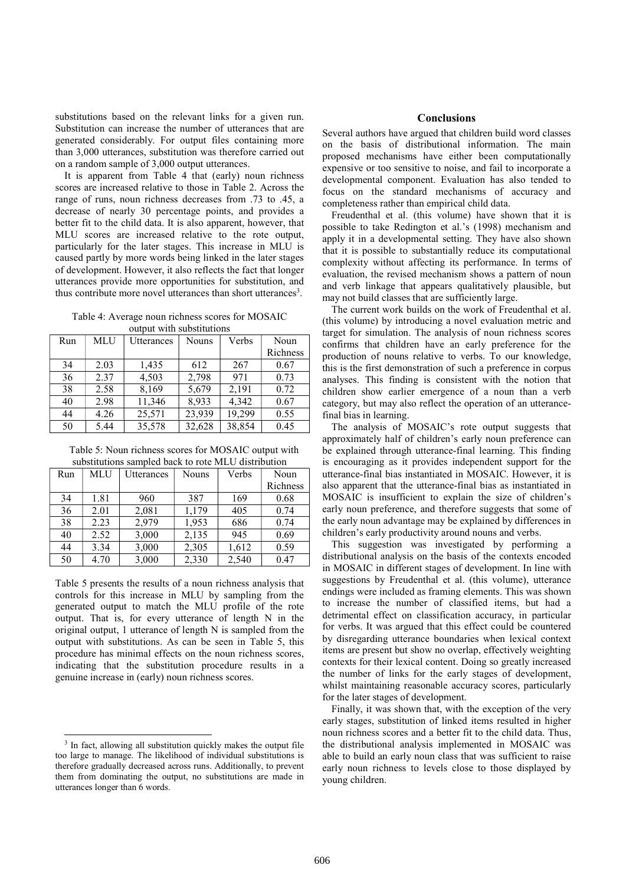substitutions based on the relevant links for a given run. Substitution can increase the number of utterances that are generated considerably. For output files containing more than 3,000 utterances, substitution was therefore carried out on a random sample of 3,000 output utterances.

It is apparent from Table 4 that (early) noun richness scores are increased relative to those in Table 2. Across the range of runs, noun richness decreases from .73 to .45, a decrease of nearly 30 percentage points, and provides a better fit to the child data. It is also apparent, however, that MLU scores are increased relative to the rote output, particularly for the later stages. This increase in MLU is caused partly by more words being linked in the later stages of development. However, it also reflects the fact that longer utterances provide more opportunities for substitution, and thus contribute more novel utterances than short utterances[3].

Table 4: Average noun richness scores for MOSAIC output with substitutions

| Run | MLU | Utterances | Nouns | Verbs | Noun Richness |
|---|---|---|---|---|---|
| 34 | 2.03 | 1,435 | 612 | 267 | 0.67 |
| 36 | 2.37 | 4,503 | 2,798 | 971 | 0.73 |
| 38 | 2.58 | 8,169 | 5,679 | 2,191 | 0.72 |
| 40 | 2.98 | 11,346 | 8,933 | 4,342 | 0.67 |
| 44 | 4.26 | 25,571 | 23,939 | 19,299 | 0.55 |
| 50 | 5.44 | 35,578 | 32,628 | 38,854 | 0.45 |

Table 5: Noun richness scores for MOSAIC output with substitutions sampled back to rote MLU distribution

| Run | MLU | Utterances | Nouns | Verbs | Noun Richness |
|---|---|---|---|---|---|
| 34 | 1.81 | 960 | 387 | 169 | 0.68 |
| 36 | 2.01 | 2,081 | 1,179 | 405 | 0.74 |
| 38 | 2.23 | 2,979 | 1,953 | 686 | 0.74 |
| 40 | 2.52 | 3,000 | 2,135 | 945 | 0.69 |
| 44 | 3.34 | 3,000 | 2,305 | 1,612 | 0.59 |
| 50 | 4.70 | 3,000 | 2,330 | 2,540 | 0.47 |

Table 5 presents the results of a noun richness analysis that controls for this increase in MLU by sampling from the generated output to match the MLU profile of the rote output. That is, for every utterance of length N in the original output, 1 utterance of length N is sampled from the output with substitutions. As can be seen in Table 5, this procedure has minimal effects on the noun richness scores, indicating that the substitution procedure results in a genuine increase in (early) noun richness scores.

[3] In fact, allowing all substitution quickly makes the output file too large to manage. The likelihood of individual substitutions is therefore gradually decreased across runs. Additionally, to prevent them from dominating the output, no substitutions are made in utterances longer than 6 words.

## Conclusions

Several authors have argued that children build word classes on the basis of distributional information. The main proposed mechanisms have either been computationally expensive or too sensitive to noise, and fail to incorporate a developmental component. Evaluation has also tended to focus on the standard mechanisms of accuracy and completeness rather than empirical child data.

Freudenthal et al. (this volume) have shown that it is possible to take Redington et al.'s (1998) mechanism and apply it in a developmental setting. They have also shown that it is possible to substantially reduce its computational complexity without affecting its performance. In terms of evaluation, the revised mechanism shows a pattern of noun and verb linkage that appears qualitatively plausible, but may not build classes that are sufficiently large.

The current work builds on the work of Freudenthal et al. (this volume) by introducing a novel evaluation metric and target for simulation. The analysis of noun richness scores confirms that children have an early preference for the production of nouns relative to verbs. To our knowledge, this is the first demonstration of such a preference in corpus analyses. This finding is consistent with the notion that children show earlier emergence of a noun than a verb category, but may also reflect the operation of an utterance-final bias in learning.

The analysis of MOSAIC's rote output suggests that approximately half of children's early noun preference can be explained through utterance-final learning. This finding is encouraging as it provides independent support for the utterance-final bias instantiated in MOSAIC. However, it is also apparent that the utterance-final bias as instantiated in MOSAIC is insufficient to explain the size of children's early noun preference, and therefore suggests that some of the early noun advantage may be explained by differences in children's early productivity around nouns and verbs.

This suggestion was investigated by performing a distributional analysis on the basis of the contexts encoded in MOSAIC in different stages of development. In line with suggestions by Freudenthal et al. (this volume), utterance endings were included as framing elements. This was shown to increase the number of classified items, but had a detrimental effect on classification accuracy, in particular for verbs. It was argued that this effect could be countered by disregarding utterance boundaries when lexical context items are present but show no overlap, effectively weighting contexts for their lexical content. Doing so greatly increased the number of links for the early stages of development, whilst maintaining reasonable accuracy scores, particularly for the later stages of development.

Finally, it was shown that, with the exception of the very early stages, substitution of linked items resulted in higher noun richness scores and a better fit to the child data. Thus, the distributional analysis implemented in MOSAIC was able to build an early noun class that was sufficient to raise early noun richness to levels close to those displayed by young children.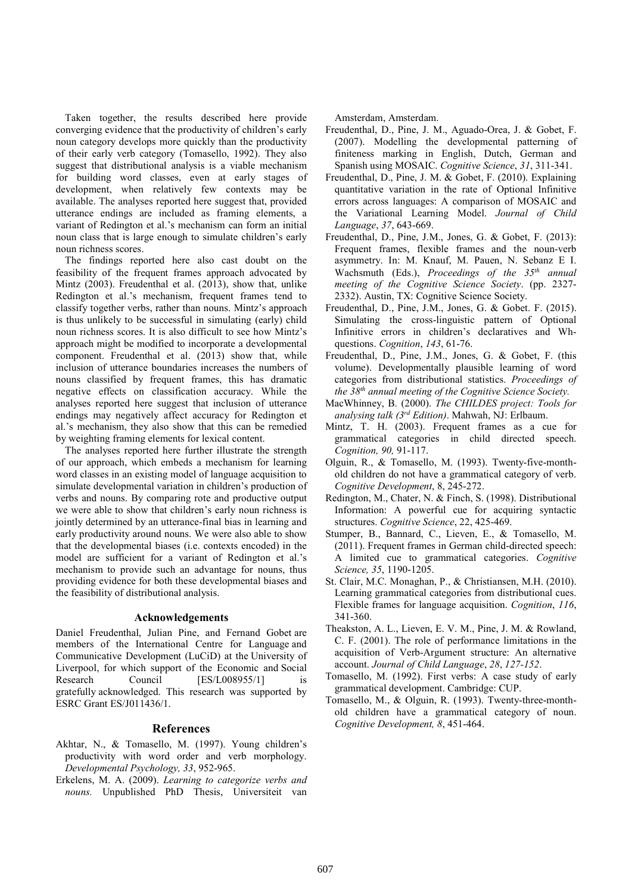Taken together, the results described here provide converging evidence that the productivity of children's early noun category develops more quickly than the productivity of their early verb category (Tomasello, 1992). They also suggest that distributional analysis is a viable mechanism for building word classes, even at early stages of development, when relatively few contexts may be available. The analyses reported here suggest that, provided utterance endings are included as framing elements, a variant of Redington et al.'s mechanism can form an initial noun class that is large enough to simulate children's early noun richness scores.

The findings reported here also cast doubt on the feasibility of the frequent frames approach advocated by Mintz (2003). Freudenthal et al. (2013), show that, unlike Redington et al.'s mechanism, frequent frames tend to classify together verbs, rather than nouns. Mintz's approach is thus unlikely to be successful in simulating (early) child noun richness scores. It is also difficult to see how Mintz's approach might be modified to incorporate a developmental component. Freudenthal et al. (2013) show that, while inclusion of utterance boundaries increases the numbers of nouns classified by frequent frames, this has dramatic negative effects on classification accuracy. While the analyses reported here suggest that inclusion of utterance endings may negatively affect accuracy for Redington et al.'s mechanism, they also show that this can be remedied by weighting framing elements for lexical content.

The analyses reported here further illustrate the strength of our approach, which embeds a mechanism for learning word classes in an existing model of language acquisition to simulate developmental variation in children's production of verbs and nouns. By comparing rote and productive output we were able to show that children's early noun richness is jointly determined by an utterance-final bias in learning and early productivity around nouns. We were also able to show that the developmental biases (i.e. contexts encoded) in the model are sufficient for a variant of Redington et al.'s mechanism to provide such an advantage for nouns, thus providing evidence for both these developmental biases and the feasibility of distributional analysis.

## Acknowledgements

Daniel Freudenthal, Julian Pine, and Fernand Gobet are members of the International Centre for Language and Communicative Development (LuCiD) at the University of Liverpool, for which support of the Economic and Social Research Council [ES/L008955/1] is gratefully acknowledged. This research was supported by ESRC Grant ES/J011436/1.

## References

Akhtar, N., & Tomasello, M. (1997). Young children's productivity with word order and verb morphology. *Developmental Psychology, 33*, 952-965.

Erkelens, M. A. (2009). *Learning to categorize verbs and nouns.* Unpublished PhD Thesis, Universiteit van Amsterdam, Amsterdam.

Freudenthal, D., Pine, J. M., Aguado-Orea, J. & Gobet, F. (2007). Modelling the developmental patterning of finiteness marking in English, Dutch, German and Spanish using MOSAIC. *Cognitive Science*, *31*, 311-341.

Freudenthal, D., Pine, J. M. & Gobet, F. (2010). Explaining quantitative variation in the rate of Optional Infinitive errors across languages: A comparison of MOSAIC and the Variational Learning Model. *Journal of Child Language*, *37*, 643-669.

Freudenthal, D., Pine, J.M., Jones, G. & Gobet, F. (2013): Frequent frames, flexible frames and the noun-verb asymmetry. In: M. Knauf, M. Pauen, N. Sebanz E I. Wachsmuth (Eds.), *Proceedings of the 35th annual meeting of the Cognitive Science Society*. (pp. 2327-2332). Austin, TX: Cognitive Science Society.

Freudenthal, D., Pine, J.M., Jones, G. & Gobet. F. (2015). Simulating the cross-linguistic pattern of Optional Infinitive errors in children's declaratives and Wh-questions. *Cognition*, *143*, 61-76.

Freudenthal, D., Pine, J.M., Jones, G. & Gobet, F. (this volume). Developmentally plausible learning of word categories from distributional statistics. *Proceedings of the 38th annual meeting of the Cognitive Science Society.*

MacWhinney, B. (2000). *The CHILDES project: Tools for analysing talk (3rd Edition)*. Mahwah, NJ: Erlbaum.

Mintz, T. H. (2003). Frequent frames as a cue for grammatical categories in child directed speech. *Cognition, 90,* 91-117.

Olguin, R., & Tomasello, M. (1993). Twenty-five-month-old children do not have a grammatical category of verb. *Cognitive Development*, 8, 245-272.

Redington, M., Chater, N. & Finch, S. (1998). Distributional Information: A powerful cue for acquiring syntactic structures. *Cognitive Science*, 22, 425-469.

Stumper, B., Bannard, C., Lieven, E., & Tomasello, M. (2011). Frequent frames in German child-directed speech: A limited cue to grammatical categories. *Cognitive Science, 35*, 1190-1205.

St. Clair, M.C. Monaghan, P., & Christiansen, M.H. (2010). Learning grammatical categories from distributional cues. Flexible frames for language acquisition. *Cognition*, *116*, 341-360.

Theakston, A. L., Lieven, E. V. M., Pine, J. M. & Rowland, C. F. (2001). The role of performance limitations in the acquisition of Verb-Argument structure: An alternative account. *Journal of Child Language*, *28*, *127-152*.

Tomasello, M. (1992). First verbs: A case study of early grammatical development. Cambridge: CUP.

Tomasello, M., & Olguin, R. (1993). Twenty-three-month-old children have a grammatical category of noun. *Cognitive Development, 8*, 451-464.